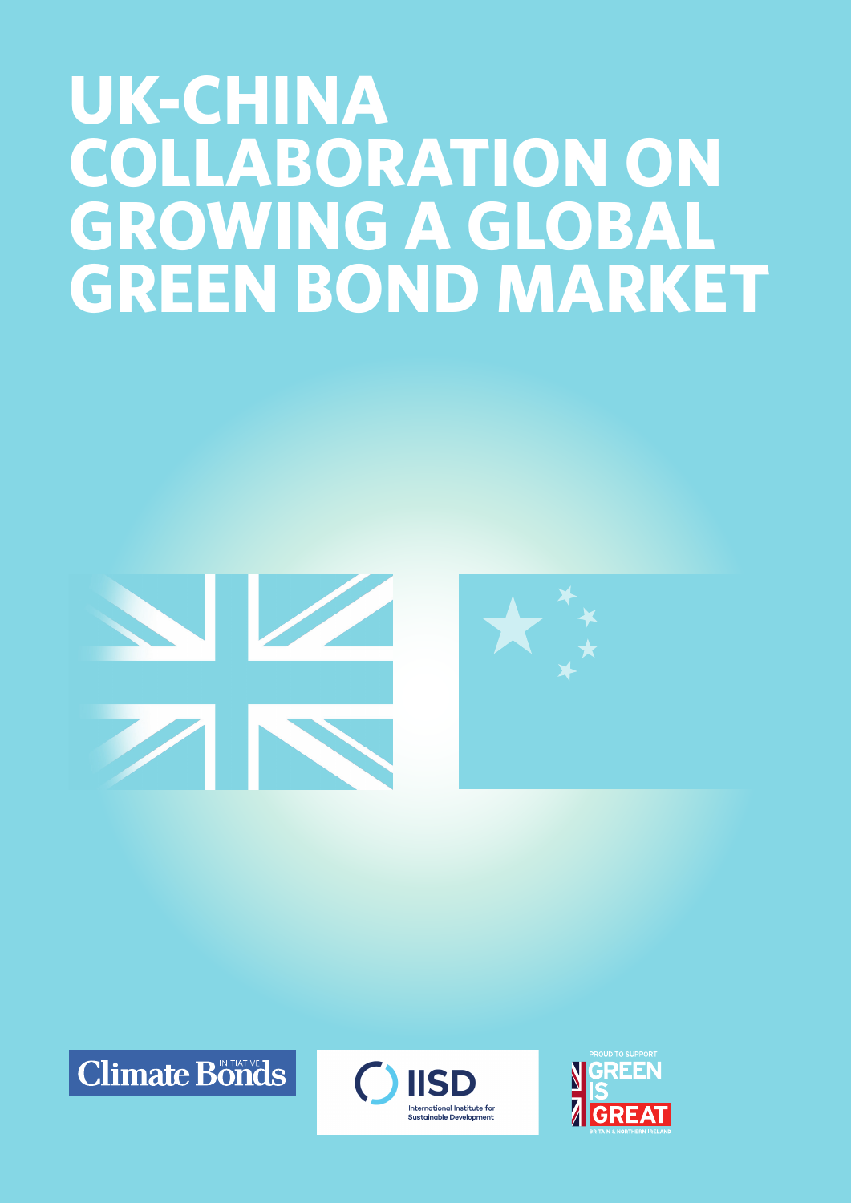# UK-CHINA COLLABORATION ON GROWING A GLOBAL GREEN BOND MARKET

Climate Bonds INITIATIVE

IISD International Institute for Sustainable Development

PROUD TO SUPPORT GREEN IS GREAT BRITAIN & NORTHERN IRELAND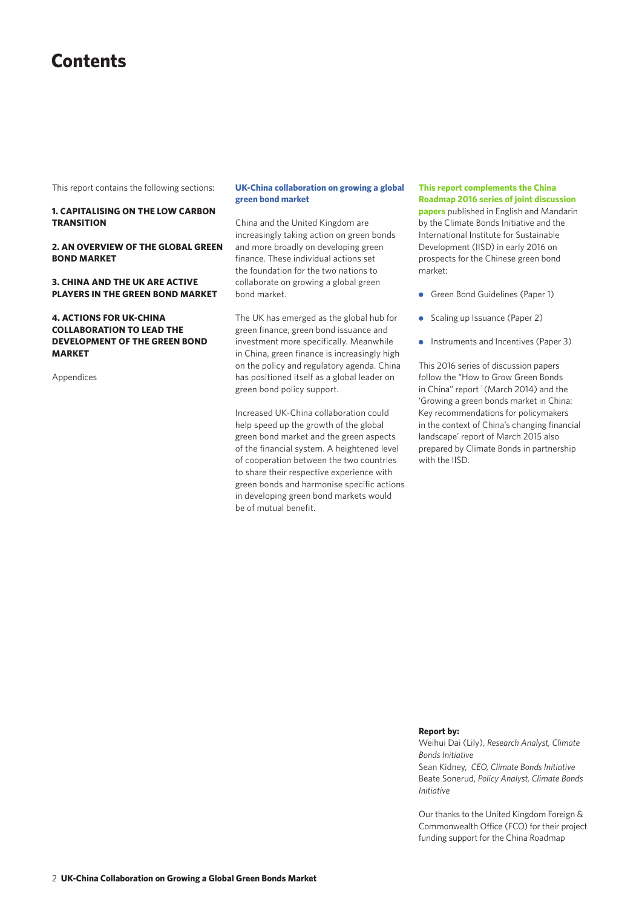# Contents

This report contains the following sections:

**1. CAPITALISING ON THE LOW CARBON TRANSITION**

**2. AN OVERVIEW OF THE GLOBAL GREEN BOND MARKET**

**3. CHINA AND THE UK ARE ACTIVE PLAYERS IN THE GREEN BOND MARKET**

**4. ACTIONS FOR UK-CHINA COLLABORATION TO LEAD THE DEVELOPMENT OF THE GREEN BOND MARKET**

Appendices

**UK-China collaboration on growing a global green bond market**

China and the United Kingdom are increasingly taking action on green bonds and more broadly on developing green finance. These individual actions set the foundation for the two nations to collaborate on growing a global green bond market.

The UK has emerged as the global hub for green finance, green bond issuance and investment more specifically. Meanwhile in China, green finance is increasingly high on the policy and regulatory agenda. China has positioned itself as a global leader on green bond policy support.

Increased UK-China collaboration could help speed up the growth of the global green bond market and the green aspects of the financial system. A heightened level of cooperation between the two countries to share their respective experience with green bonds and harmonise specific actions in developing green bond markets would be of mutual benefit.

**This report complements the China Roadmap 2016 series of joint discussion papers** published in English and Mandarin by the Climate Bonds Initiative and the International Institute for Sustainable Development (IISD) in early 2016 on prospects for the Chinese green bond market:

- Green Bond Guidelines (Paper 1)
- Scaling up Issuance (Paper 2)
- Instruments and Incentives (Paper 3)

This 2016 series of discussion papers follow the "How to Grow Green Bonds in China" report [1] (March 2014) and the 'Growing a green bonds market in China: Key recommendations for policymakers in the context of China's changing financial landscape' report of March 2015 also prepared by Climate Bonds in partnership with the IISD.

**Report by:**

Weihui Dai (Lily), *Research Analyst, Climate Bonds Initiative*
Sean Kidney, *CEO, Climate Bonds Initiative*
Beate Sonerud, *Policy Analyst, Climate Bonds Initiative*

Our thanks to the United Kingdom Foreign & Commonwealth Office (FCO) for their project funding support for the China Roadmap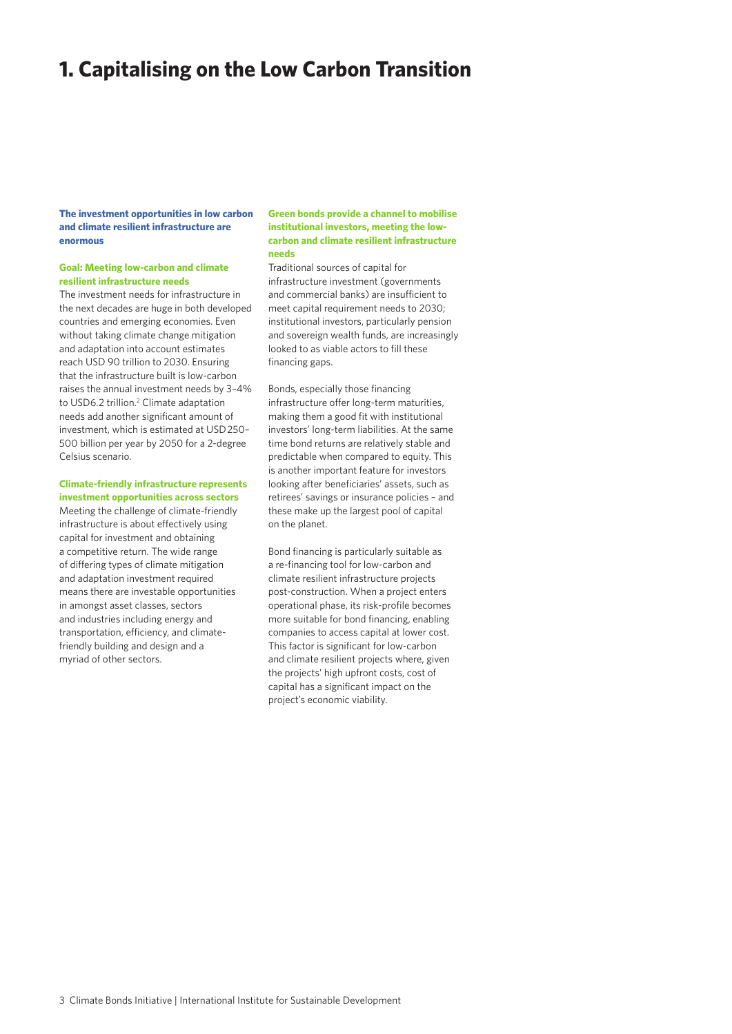# 1. Capitalising on the Low Carbon Transition

**The investment opportunities in low carbon and climate resilient infrastructure are enormous**

**Goal: Meeting low-carbon and climate resilient infrastructure needs**

The investment needs for infrastructure in the next decades are huge in both developed countries and emerging economies. Even without taking climate change mitigation and adaptation into account estimates reach USD 90 trillion to 2030. Ensuring that the infrastructure built is low-carbon raises the annual investment needs by 3–4% to USD6.2 trillion.[2] Climate adaptation needs add another significant amount of investment, which is estimated at USD 250–500 billion per year by 2050 for a 2-degree Celsius scenario.

**Climate-friendly infrastructure represents investment opportunities across sectors**

Meeting the challenge of climate-friendly infrastructure is about effectively using capital for investment and obtaining a competitive return. The wide range of differing types of climate mitigation and adaptation investment required means there are investable opportunities in amongst asset classes, sectors and industries including energy and transportation, efficiency, and climate-friendly building and design and a myriad of other sectors.

**Green bonds provide a channel to mobilise institutional investors, meeting the low-carbon and climate resilient infrastructure needs**

Traditional sources of capital for infrastructure investment (governments and commercial banks) are insufficient to meet capital requirement needs to 2030; institutional investors, particularly pension and sovereign wealth funds, are increasingly looked to as viable actors to fill these financing gaps.

Bonds, especially those financing infrastructure offer long-term maturities, making them a good fit with institutional investors' long-term liabilities. At the same time bond returns are relatively stable and predictable when compared to equity. This is another important feature for investors looking after beneficiaries' assets, such as retirees' savings or insurance policies – and these make up the largest pool of capital on the planet.

Bond financing is particularly suitable as a re-financing tool for low-carbon and climate resilient infrastructure projects post-construction. When a project enters operational phase, its risk-profile becomes more suitable for bond financing, enabling companies to access capital at lower cost. This factor is significant for low-carbon and climate resilient projects where, given the projects' high upfront costs, cost of capital has a significant impact on the project's economic viability.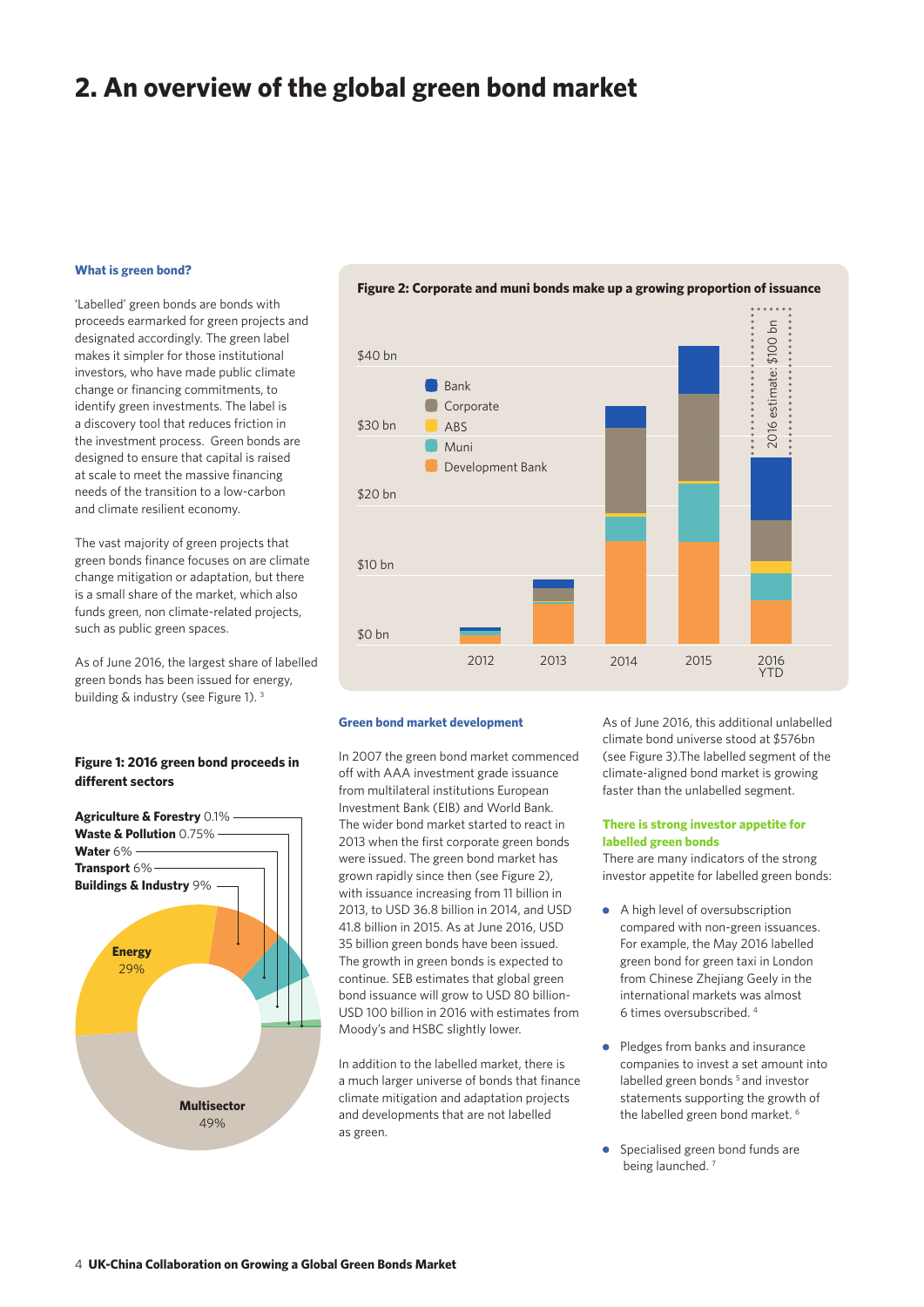# 2. An overview of the global green bond market

### What is green bond?

'Labelled' green bonds are bonds with proceeds earmarked for green projects and designated accordingly. The green label makes it simpler for those institutional investors, who have made public climate change or financing commitments, to identify green investments. The label is a discovery tool that reduces friction in the investment process. Green bonds are designed to ensure that capital is raised at scale to meet the massive financing needs of the transition to a low-carbon and climate resilient economy.

The vast majority of green projects that green bonds finance focuses on are climate change mitigation or adaptation, but there is a small share of the market, which also funds green, non climate-related projects, such as public green spaces.

As of June 2016, the largest share of labelled green bonds has been issued for energy, building & industry (see Figure 1).[3]

**Figure 1: 2016 green bond proceeds in different sectors**

- **Agriculture & Forestry** 0.1%
- **Waste & Pollution** 0.75%
- **Water** 6%
- **Transport** 6%
- **Buildings & Industry** 9%
- **Energy** 29%
- **Multisector** 49%

**Figure 2: Corporate and muni bonds make up a growing proportion of issuance**

Legend: Bank, Corporate, ABS, Muni, Development Bank

Y-axis: $0 bn, $10 bn, $20 bn, $30 bn, $40 bn

X-axis: 2012, 2013, 2014, 2015, 2016 YTD

2016 estimate: $100 bn

### Green bond market development

In 2007 the green bond market commenced off with AAA investment grade issuance from multilateral institutions European Investment Bank (EIB) and World Bank. The wider bond market started to react in 2013 when the first corporate green bonds were issued. The green bond market has grown rapidly since then (see Figure 2), with issuance increasing from 11 billion in 2013, to USD 36.8 billion in 2014, and USD 41.8 billion in 2015. As at June 2016, USD 35 billion green bonds have been issued. The growth in green bonds is expected to continue. SEB estimates that global green bond issuance will grow to USD 80 billion-USD 100 billion in 2016 with estimates from Moody's and HSBC slightly lower.

In addition to the labelled market, there is a much larger universe of bonds that finance climate mitigation and adaptation projects and developments that are not labelled as green.

As of June 2016, this additional unlabelled climate bond universe stood at $576bn (see Figure 3).The labelled segment of the climate-aligned bond market is growing faster than the unlabelled segment.

### There is strong investor appetite for labelled green bonds

There are many indicators of the strong investor appetite for labelled green bonds:

- A high level of oversubscription compared with non-green issuances. For example, the May 2016 labelled green bond for green taxi in London from Chinese Zhejiang Geely in the international markets was almost 6 times oversubscribed.[4]
- Pledges from banks and insurance companies to invest a set amount into labelled green bonds[5] and investor statements supporting the growth of the labelled green bond market.[6]
- Specialised green bond funds are being launched.[7]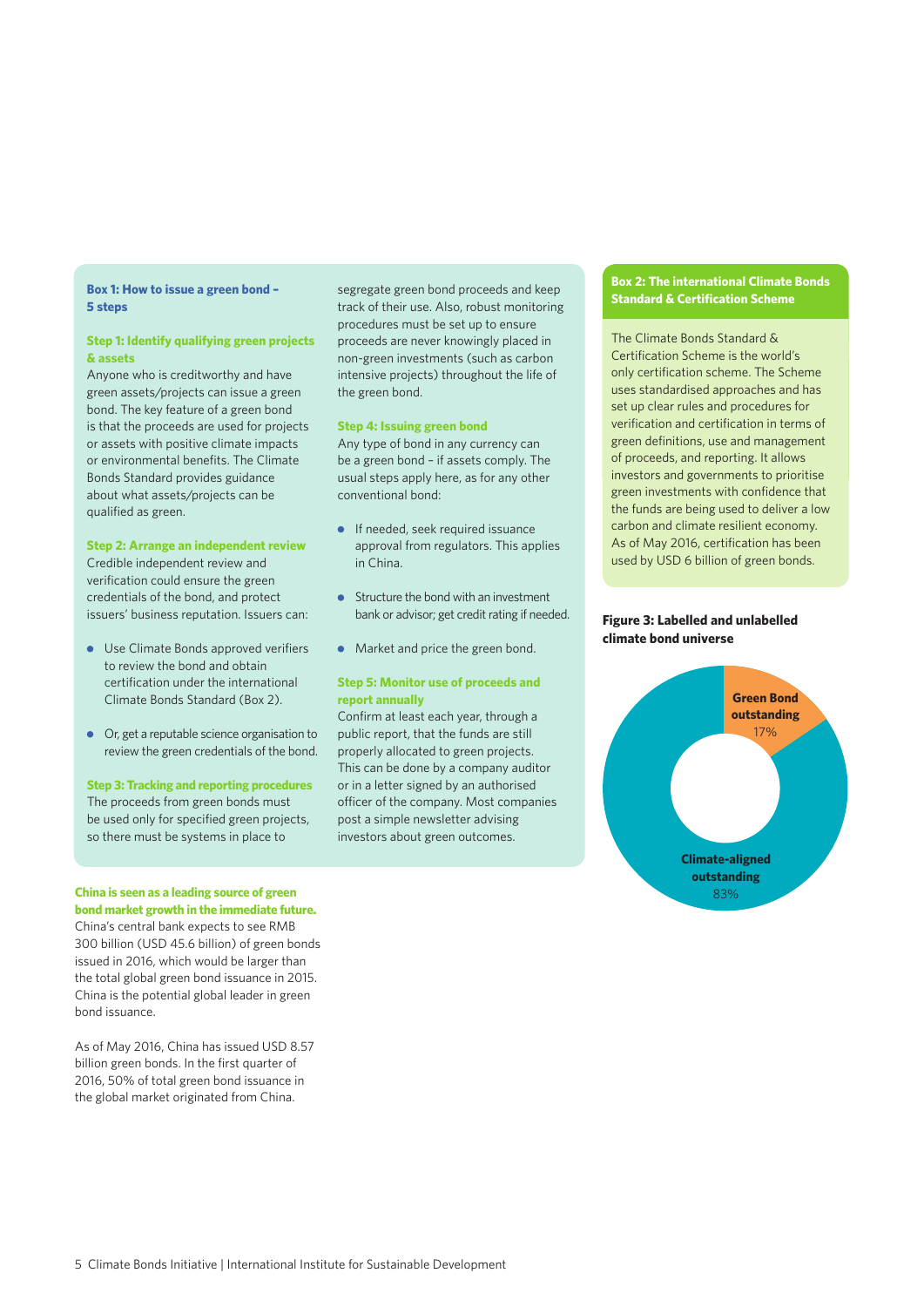### Box 1: How to issue a green bond – 5 steps

**Step 1: Identify qualifying green projects & assets**

Anyone who is creditworthy and have green assets/projects can issue a green bond. The key feature of a green bond is that the proceeds are used for projects or assets with positive climate impacts or environmental benefits. The Climate Bonds Standard provides guidance about what assets/projects can be qualified as green.

**Step 2: Arrange an independent review**

Credible independent review and verification could ensure the green credentials of the bond, and protect issuers' business reputation. Issuers can:

- Use Climate Bonds approved verifiers to review the bond and obtain certification under the international Climate Bonds Standard (Box 2).
- Or, get a reputable science organisation to review the green credentials of the bond.

**Step 3: Tracking and reporting procedures**

The proceeds from green bonds must be used only for specified green projects, so there must be systems in place to segregate green bond proceeds and keep track of their use. Also, robust monitoring procedures must be set up to ensure proceeds are never knowingly placed in non-green investments (such as carbon intensive projects) throughout the life of the green bond.

**Step 4: Issuing green bond**

Any type of bond in any currency can be a green bond – if assets comply. The usual steps apply here, as for any other conventional bond:

- If needed, seek required issuance approval from regulators. This applies in China.
- Structure the bond with an investment bank or advisor; get credit rating if needed.
- Market and price the green bond.

**Step 5: Monitor use of proceeds and report annually**

Confirm at least each year, through a public report, that the funds are still properly allocated to green projects. This can be done by a company auditor or in a letter signed by an authorised officer of the company. Most companies post a simple newsletter advising investors about green outcomes.

**China is seen as a leading source of green bond market growth in the immediate future.** China's central bank expects to see RMB 300 billion (USD 45.6 billion) of green bonds issued in 2016, which would be larger than the total global green bond issuance in 2015. China is the potential global leader in green bond issuance.

As of May 2016, China has issued USD 8.57 billion green bonds. In the first quarter of 2016, 50% of total green bond issuance in the global market originated from China.

### Box 2: The international Climate Bonds Standard & Certification Scheme

The Climate Bonds Standard & Certification Scheme is the world's only certification scheme. The Scheme uses standardised approaches and has set up clear rules and procedures for verification and certification in terms of green definitions, use and management of proceeds, and reporting. It allows investors and governments to prioritise green investments with confidence that the funds are being used to deliver a low carbon and climate resilient economy. As of May 2016, certification has been used by USD 6 billion of green bonds.

**Figure 3: Labelled and unlabelled climate bond universe**

| Category | Share |
|---|---|
| Green Bond outstanding | 17% |
| Climate-aligned outstanding | 83% |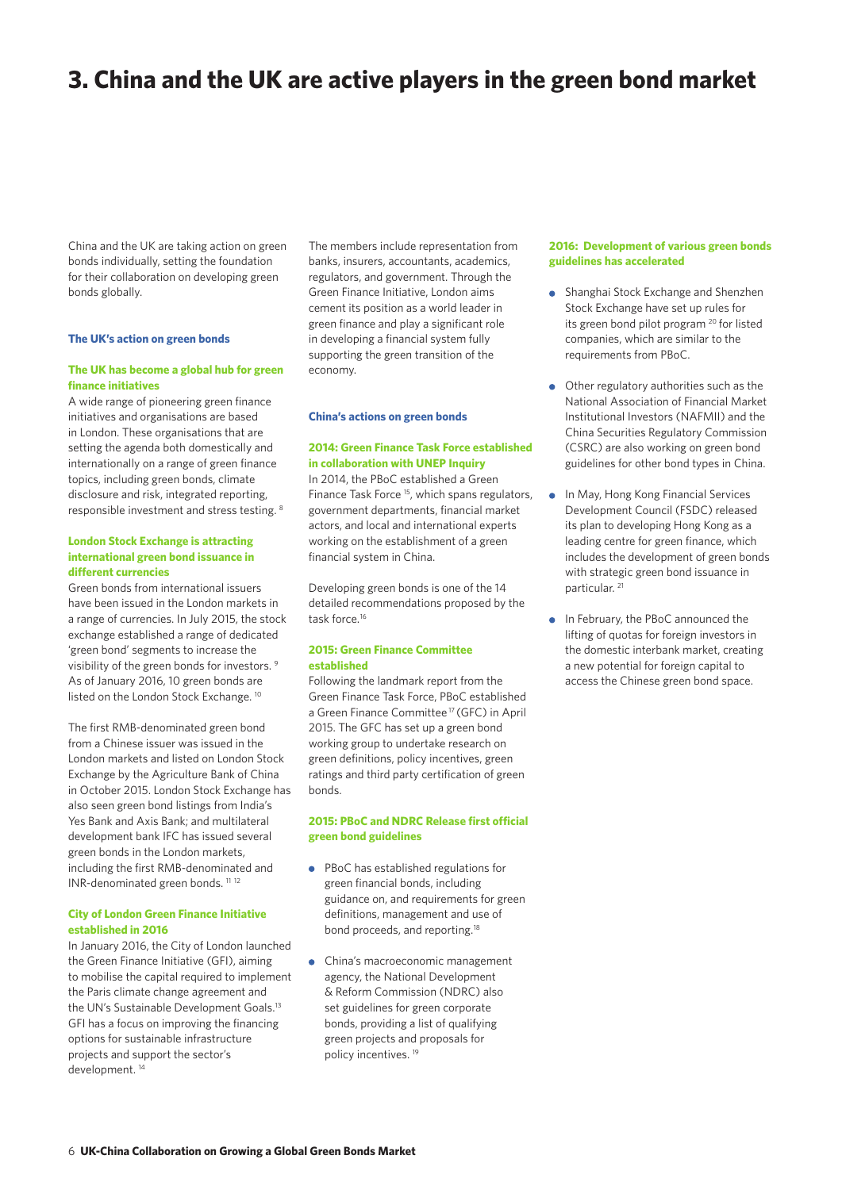# 3. China and the UK are active players in the green bond market

China and the UK are taking action on green bonds individually, setting the foundation for their collaboration on developing green bonds globally.

## The UK's action on green bonds

### The UK has become a global hub for green finance initiatives

A wide range of pioneering green finance initiatives and organisations are based in London. These organisations that are setting the agenda both domestically and internationally on a range of green finance topics, including green bonds, climate disclosure and risk, integrated reporting, responsible investment and stress testing. [8]

### London Stock Exchange is attracting international green bond issuance in different currencies

Green bonds from international issuers have been issued in the London markets in a range of currencies. In July 2015, the stock exchange established a range of dedicated 'green bond' segments to increase the visibility of the green bonds for investors. [9] As of January 2016, 10 green bonds are listed on the London Stock Exchange. [10]

The first RMB-denominated green bond from a Chinese issuer was issued in the London markets and listed on London Stock Exchange by the Agriculture Bank of China in October 2015. London Stock Exchange has also seen green bond listings from India's Yes Bank and Axis Bank; and multilateral development bank IFC has issued several green bonds in the London markets, including the first RMB-denominated and INR-denominated green bonds. [11] [12]

### City of London Green Finance Initiative established in 2016

In January 2016, the City of London launched the Green Finance Initiative (GFI), aiming to mobilise the capital required to implement the Paris climate change agreement and the UN's Sustainable Development Goals.[13] GFI has a focus on improving the financing options for sustainable infrastructure projects and support the sector's development. [14]

The members include representation from banks, insurers, accountants, academics, regulators, and government. Through the Green Finance Initiative, London aims cement its position as a world leader in green finance and play a significant role in developing a financial system fully supporting the green transition of the economy.

## China's actions on green bonds

### 2014: Green Finance Task Force established in collaboration with UNEP Inquiry

In 2014, the PBoC established a Green Finance Task Force [15], which spans regulators, government departments, financial market actors, and local and international experts working on the establishment of a green financial system in China.

Developing green bonds is one of the 14 detailed recommendations proposed by the task force.[16]

### 2015: Green Finance Committee established

Following the landmark report from the Green Finance Task Force, PBoC established a Green Finance Committee [17] (GFC) in April 2015. The GFC has set up a green bond working group to undertake research on green definitions, policy incentives, green ratings and third party certification of green bonds.

### 2015: PBoC and NDRC Release first official green bond guidelines

- PBoC has established regulations for green financial bonds, including guidance on, and requirements for green definitions, management and use of bond proceeds, and reporting.[18]
- China's macroeconomic management agency, the National Development & Reform Commission (NDRC) also set guidelines for green corporate bonds, providing a list of qualifying green projects and proposals for policy incentives. [19]

### 2016: Development of various green bonds guidelines has accelerated

- Shanghai Stock Exchange and Shenzhen Stock Exchange have set up rules for its green bond pilot program [20] for listed companies, which are similar to the requirements from PBoC.
- Other regulatory authorities such as the National Association of Financial Market Institutional Investors (NAFMII) and the China Securities Regulatory Commission (CSRC) are also working on green bond guidelines for other bond types in China.
- In May, Hong Kong Financial Services Development Council (FSDC) released its plan to developing Hong Kong as a leading centre for green finance, which includes the development of green bonds with strategic green bond issuance in particular. [21]
- In February, the PBoC announced the lifting of quotas for foreign investors in the domestic interbank market, creating a new potential for foreign capital to access the Chinese green bond space.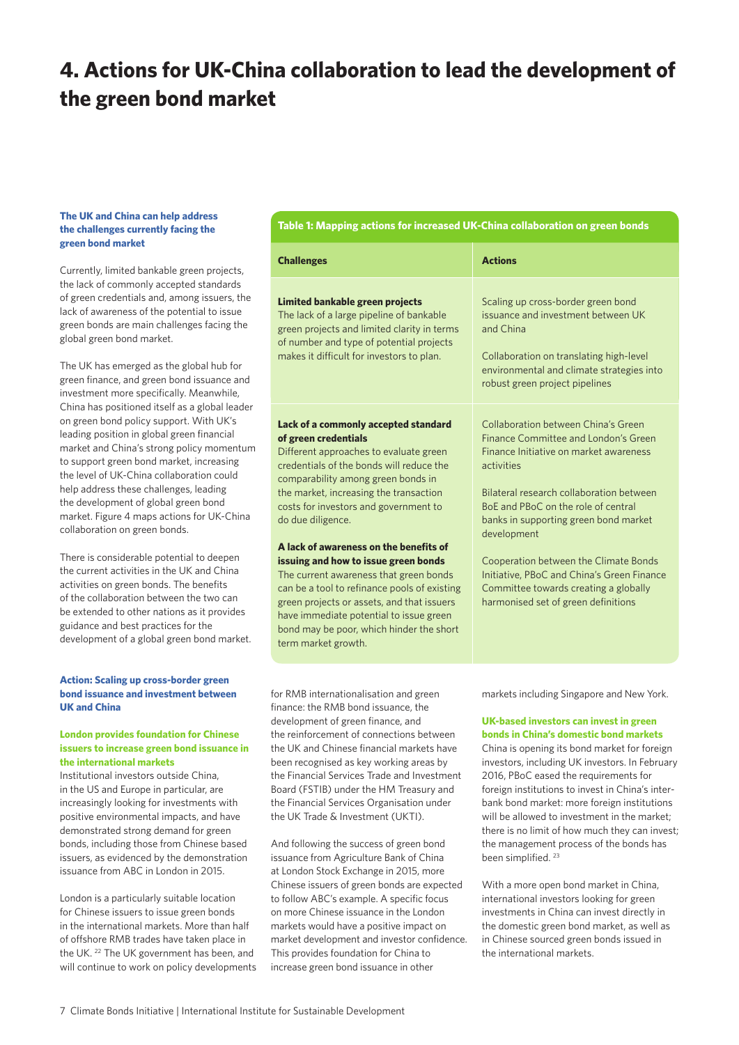# 4. Actions for UK-China collaboration to lead the development of the green bond market

**The UK and China can help address the challenges currently facing the green bond market**

Currently, limited bankable green projects, the lack of commonly accepted standards of green credentials and, among issuers, the lack of awareness of the potential to issue green bonds are main challenges facing the global green bond market.

The UK has emerged as the global hub for green finance, and green bond issuance and investment more specifically. Meanwhile, China has positioned itself as a global leader on green bond policy support. With UK's leading position in global green financial market and China's strong policy momentum to support green bond market, increasing the level of UK-China collaboration could help address these challenges, leading the development of global green bond market. Figure 4 maps actions for UK-China collaboration on green bonds.

There is considerable potential to deepen the current activities in the UK and China activities on green bonds. The benefits of the collaboration between the two can be extended to other nations as it provides guidance and best practices for the development of a global green bond market.

**Table 1: Mapping actions for increased UK-China collaboration on green bonds**

| Challenges | Actions |
|---|---|
| **Limited bankable green projects**<br>The lack of a large pipeline of bankable green projects and limited clarity in terms of number and type of potential projects makes it difficult for investors to plan. | Scaling up cross-border green bond issuance and investment between UK and China<br><br>Collaboration on translating high-level environmental and climate strategies into robust green project pipelines |
| **Lack of a commonly accepted standard of green credentials**<br>Different approaches to evaluate green credentials of the bonds will reduce the comparability among green bonds in the market, increasing the transaction costs for investors and government to do due diligence.<br><br>**A lack of awareness on the benefits of issuing and how to issue green bonds**<br>The current awareness that green bonds can be a tool to refinance pools of existing green projects or assets, and that issuers have immediate potential to issue green bond may be poor, which hinder the short term market growth. | Collaboration between China's Green Finance Committee and London's Green Finance Initiative on market awareness activities<br><br>Bilateral research collaboration between BoE and PBoC on the role of central banks in supporting green bond market development<br><br>Cooperation between the Climate Bonds Initiative, PBoC and China's Green Finance Committee towards creating a globally harmonised set of green definitions |

**Action: Scaling up cross-border green bond issuance and investment between UK and China**

**London provides foundation for Chinese issuers to increase green bond issuance in the international markets**

Institutional investors outside China, in the US and Europe in particular, are increasingly looking for investments with positive environmental impacts, and have demonstrated strong demand for green bonds, including those from Chinese based issuers, as evidenced by the demonstration issuance from ABC in London in 2015.

London is a particularly suitable location for Chinese issuers to issue green bonds in the international markets. More than half of offshore RMB trades have taken place in the UK.[22] The UK government has been, and will continue to work on policy developments for RMB internationalisation and green finance: the RMB bond issuance, the development of green finance, and the reinforcement of connections between the UK and Chinese financial markets have been recognised as key working areas by the Financial Services Trade and Investment Board (FSTIB) under the HM Treasury and the Financial Services Organisation under the UK Trade & Investment (UKTI).

And following the success of green bond issuance from Agriculture Bank of China at London Stock Exchange in 2015, more Chinese issuers of green bonds are expected to follow ABC's example. A specific focus on more Chinese issuance in the London markets would have a positive impact on market development and investor confidence. This provides foundation for China to increase green bond issuance in other markets including Singapore and New York.

**UK-based investors can invest in green bonds in China's domestic bond markets**

China is opening its bond market for foreign investors, including UK investors. In February 2016, PBoC eased the requirements for foreign institutions to invest in China's inter-bank bond market: more foreign institutions will be allowed to investment in the market; there is no limit of how much they can invest; the management process of the bonds has been simplified.[23]

With a more open bond market in China, international investors looking for green investments in China can invest directly in the domestic green bond market, as well as in Chinese sourced green bonds issued in the international markets.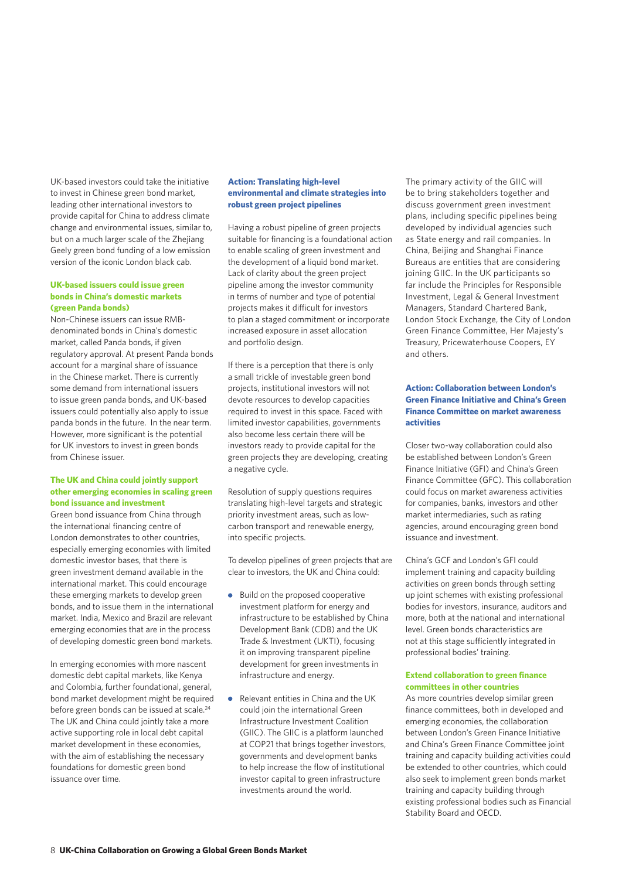UK-based investors could take the initiative to invest in Chinese green bond market, leading other international investors to provide capital for China to address climate change and environmental issues, similar to, but on a much larger scale of the Zhejiang Geely green bond funding of a low emission version of the iconic London black cab.

### UK-based issuers could issue green bonds in China's domestic markets (green Panda bonds)

Non-Chinese issuers can issue RMB-denominated bonds in China's domestic market, called Panda bonds, if given regulatory approval. At present Panda bonds account for a marginal share of issuance in the Chinese market. There is currently some demand from international issuers to issue green panda bonds, and UK-based issuers could potentially also apply to issue panda bonds in the future. In the near term. However, more significant is the potential for UK investors to invest in green bonds from Chinese issuer.

### The UK and China could jointly support other emerging economies in scaling green bond issuance and investment

Green bond issuance from China through the international financing centre of London demonstrates to other countries, especially emerging economies with limited domestic investor bases, that there is green investment demand available in the international market. This could encourage these emerging markets to develop green bonds, and to issue them in the international market. India, Mexico and Brazil are relevant emerging economies that are in the process of developing domestic green bond markets.

In emerging economies with more nascent domestic debt capital markets, like Kenya and Colombia, further foundational, general, bond market development might be required before green bonds can be issued at scale.[24] The UK and China could jointly take a more active supporting role in local debt capital market development in these economies, with the aim of establishing the necessary foundations for domestic green bond issuance over time.

### Action: Translating high-level environmental and climate strategies into robust green project pipelines

Having a robust pipeline of green projects suitable for financing is a foundational action to enable scaling of green investment and the development of a liquid bond market. Lack of clarity about the green project pipeline among the investor community in terms of number and type of potential projects makes it difficult for investors to plan a staged commitment or incorporate increased exposure in asset allocation and portfolio design.

If there is a perception that there is only a small trickle of investable green bond projects, institutional investors will not devote resources to develop capacities required to invest in this space. Faced with limited investor capabilities, governments also become less certain there will be investors ready to provide capital for the green projects they are developing, creating a negative cycle.

Resolution of supply questions requires translating high-level targets and strategic priority investment areas, such as low-carbon transport and renewable energy, into specific projects.

To develop pipelines of green projects that are clear to investors, the UK and China could:

- Build on the proposed cooperative investment platform for energy and infrastructure to be established by China Development Bank (CDB) and the UK Trade & Investment (UKTI), focusing it on improving transparent pipeline development for green investments in infrastructure and energy.
- Relevant entities in China and the UK could join the international Green Infrastructure Investment Coalition (GIIC). The GIIC is a platform launched at COP21 that brings together investors, governments and development banks to help increase the flow of institutional investor capital to green infrastructure investments around the world.

The primary activity of the GIIC will be to bring stakeholders together and discuss government green investment plans, including specific pipelines being developed by individual agencies such as State energy and rail companies. In China, Beijing and Shanghai Finance Bureaus are entities that are considering joining GIIC. In the UK participants so far include the Principles for Responsible Investment, Legal & General Investment Managers, Standard Chartered Bank, London Stock Exchange, the City of London Green Finance Committee, Her Majesty's Treasury, Pricewaterhouse Coopers, EY and others.

### Action: Collaboration between London's Green Finance Initiative and China's Green Finance Committee on market awareness activities

Closer two-way collaboration could also be established between London's Green Finance Initiative (GFI) and China's Green Finance Committee (GFC). This collaboration could focus on market awareness activities for companies, banks, investors and other market intermediaries, such as rating agencies, around encouraging green bond issuance and investment.

China's GCF and London's GFI could implement training and capacity building activities on green bonds through setting up joint schemes with existing professional bodies for investors, insurance, auditors and more, both at the national and international level. Green bonds characteristics are not at this stage sufficiently integrated in professional bodies' training.

### Extend collaboration to green finance committees in other countries

As more countries develop similar green finance committees, both in developed and emerging economies, the collaboration between London's Green Finance Initiative and China's Green Finance Committee joint training and capacity building activities could be extended to other countries, which could also seek to implement green bonds market training and capacity building through existing professional bodies such as Financial Stability Board and OECD.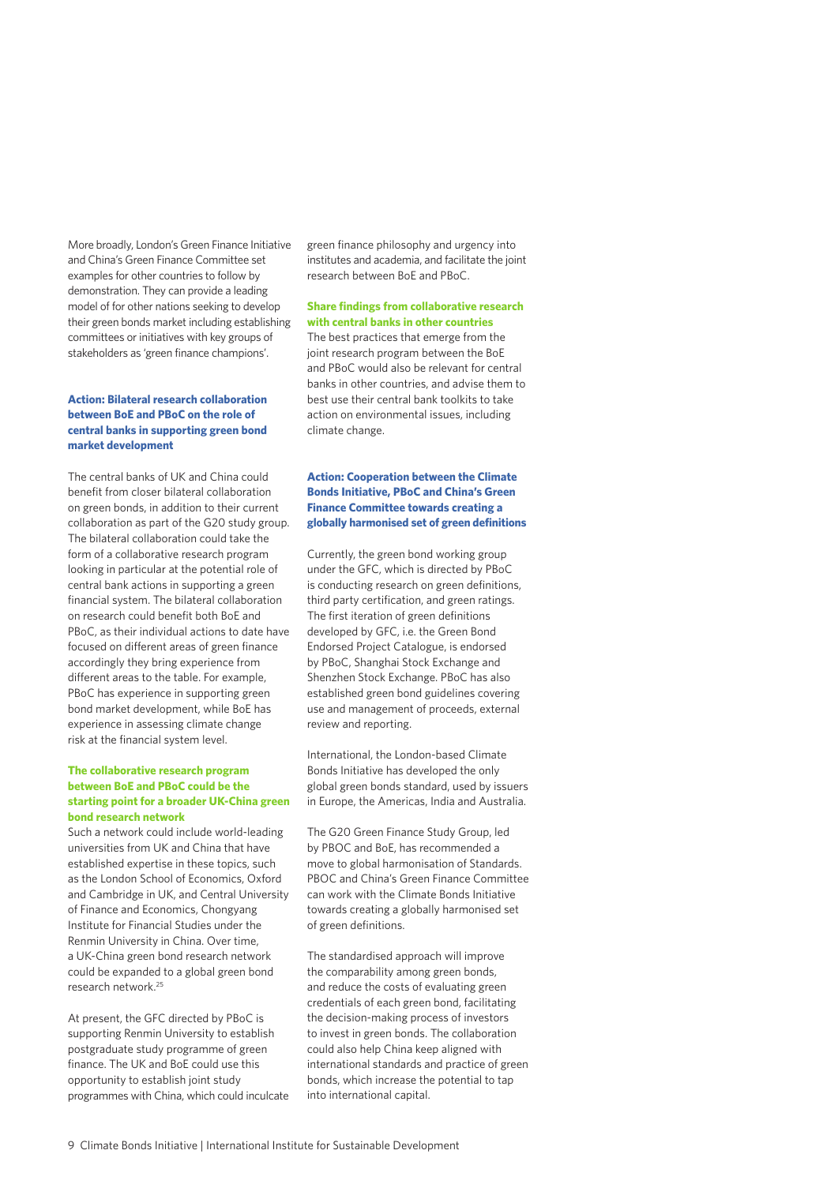More broadly, London's Green Finance Initiative and China's Green Finance Committee set examples for other countries to follow by demonstration. They can provide a leading model of for other nations seeking to develop their green bonds market including establishing committees or initiatives with key groups of stakeholders as 'green finance champions'.

### Action: Bilateral research collaboration between BoE and PBoC on the role of central banks in supporting green bond market development

The central banks of UK and China could benefit from closer bilateral collaboration on green bonds, in addition to their current collaboration as part of the G20 study group. The bilateral collaboration could take the form of a collaborative research program looking in particular at the potential role of central bank actions in supporting a green financial system. The bilateral collaboration on research could benefit both BoE and PBoC, as their individual actions to date have focused on different areas of green finance accordingly they bring experience from different areas to the table. For example, PBoC has experience in supporting green bond market development, while BoE has experience in assessing climate change risk at the financial system level.

#### The collaborative research program between BoE and PBoC could be the starting point for a broader UK-China green bond research network

Such a network could include world-leading universities from UK and China that have established expertise in these topics, such as the London School of Economics, Oxford and Cambridge in UK, and Central University of Finance and Economics, Chongyang Institute for Financial Studies under the Renmin University in China. Over time, a UK-China green bond research network could be expanded to a global green bond research network.[25]

At present, the GFC directed by PBoC is supporting Renmin University to establish postgraduate study programme of green finance. The UK and BoE could use this opportunity to establish joint study programmes with China, which could inculcate green finance philosophy and urgency into institutes and academia, and facilitate the joint research between BoE and PBoC.

#### Share findings from collaborative research with central banks in other countries

The best practices that emerge from the joint research program between the BoE and PBoC would also be relevant for central banks in other countries, and advise them to best use their central bank toolkits to take action on environmental issues, including climate change.

### Action: Cooperation between the Climate Bonds Initiative, PBoC and China's Green Finance Committee towards creating a globally harmonised set of green definitions

Currently, the green bond working group under the GFC, which is directed by PBoC is conducting research on green definitions, third party certification, and green ratings. The first iteration of green definitions developed by GFC, i.e. the Green Bond Endorsed Project Catalogue, is endorsed by PBoC, Shanghai Stock Exchange and Shenzhen Stock Exchange. PBoC has also established green bond guidelines covering use and management of proceeds, external review and reporting.

International, the London-based Climate Bonds Initiative has developed the only global green bonds standard, used by issuers in Europe, the Americas, India and Australia.

The G20 Green Finance Study Group, led by PBOC and BoE, has recommended a move to global harmonisation of Standards. PBOC and China's Green Finance Committee can work with the Climate Bonds Initiative towards creating a globally harmonised set of green definitions.

The standardised approach will improve the comparability among green bonds, and reduce the costs of evaluating green credentials of each green bond, facilitating the decision-making process of investors to invest in green bonds. The collaboration could also help China keep aligned with international standards and practice of green bonds, which increase the potential to tap into international capital.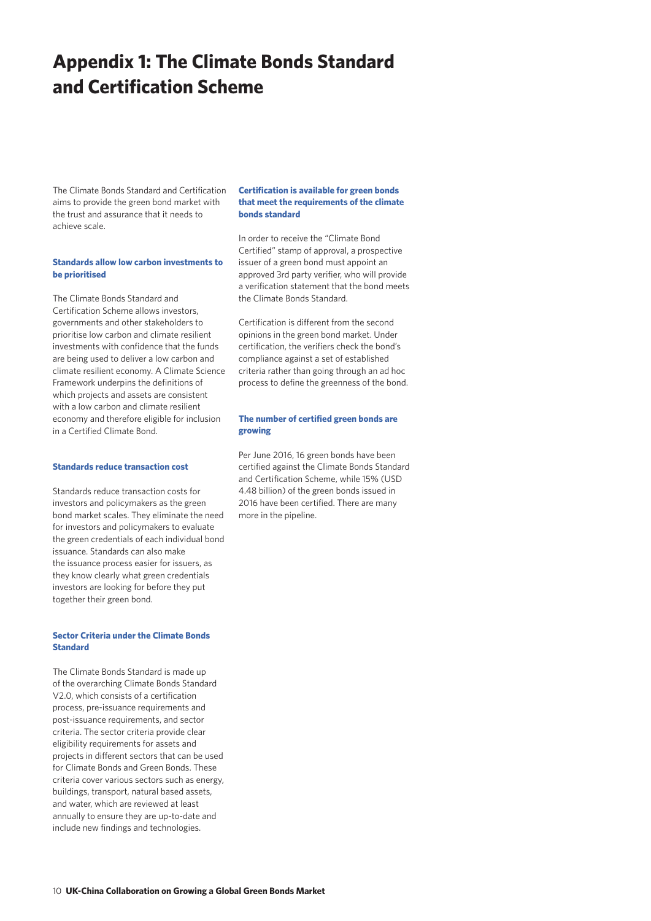# Appendix 1: The Climate Bonds Standard and Certification Scheme

The Climate Bonds Standard and Certification aims to provide the green bond market with the trust and assurance that it needs to achieve scale.

### Standards allow low carbon investments to be prioritised

The Climate Bonds Standard and Certification Scheme allows investors, governments and other stakeholders to prioritise low carbon and climate resilient investments with confidence that the funds are being used to deliver a low carbon and climate resilient economy. A Climate Science Framework underpins the definitions of which projects and assets are consistent with a low carbon and climate resilient economy and therefore eligible for inclusion in a Certified Climate Bond.

### Standards reduce transaction cost

Standards reduce transaction costs for investors and policymakers as the green bond market scales. They eliminate the need for investors and policymakers to evaluate the green credentials of each individual bond issuance. Standards can also make the issuance process easier for issuers, as they know clearly what green credentials investors are looking for before they put together their green bond.

### Sector Criteria under the Climate Bonds Standard

The Climate Bonds Standard is made up of the overarching Climate Bonds Standard V2.0, which consists of a certification process, pre-issuance requirements and post-issuance requirements, and sector criteria. The sector criteria provide clear eligibility requirements for assets and projects in different sectors that can be used for Climate Bonds and Green Bonds. These criteria cover various sectors such as energy, buildings, transport, natural based assets, and water, which are reviewed at least annually to ensure they are up-to-date and include new findings and technologies.

### Certification is available for green bonds that meet the requirements of the climate bonds standard

In order to receive the "Climate Bond Certified" stamp of approval, a prospective issuer of a green bond must appoint an approved 3rd party verifier, who will provide a verification statement that the bond meets the Climate Bonds Standard.

Certification is different from the second opinions in the green bond market. Under certification, the verifiers check the bond's compliance against a set of established criteria rather than going through an ad hoc process to define the greenness of the bond.

### The number of certified green bonds are growing

Per June 2016, 16 green bonds have been certified against the Climate Bonds Standard and Certification Scheme, while 15% (USD 4.48 billion) of the green bonds issued in 2016 have been certified. There are many more in the pipeline.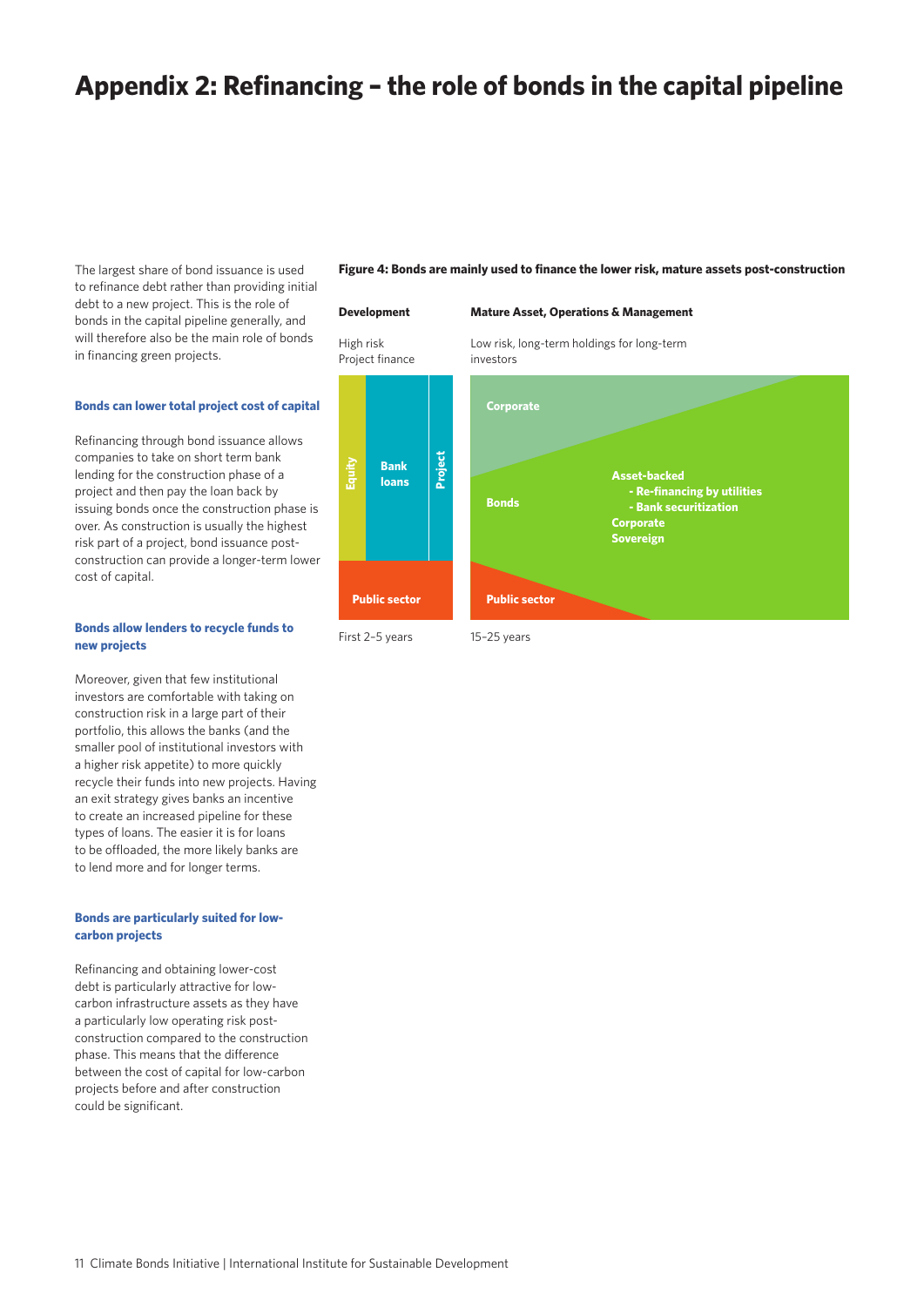# Appendix 2: Refinancing – the role of bonds in the capital pipeline

The largest share of bond issuance is used to refinance debt rather than providing initial debt to a new project. This is the role of bonds in the capital pipeline generally, and will therefore also be the main role of bonds in financing green projects.

### Bonds can lower total project cost of capital

Refinancing through bond issuance allows companies to take on short term bank lending for the construction phase of a project and then pay the loan back by issuing bonds once the construction phase is over. As construction is usually the highest risk part of a project, bond issuance post-construction can provide a longer-term lower cost of capital.

### Bonds allow lenders to recycle funds to new projects

Moreover, given that few institutional investors are comfortable with taking on construction risk in a large part of their portfolio, this allows the banks (and the smaller pool of institutional investors with a higher risk appetite) to more quickly recycle their funds into new projects. Having an exit strategy gives banks an incentive to create an increased pipeline for these types of loans. The easier it is for loans to be offloaded, the more likely banks are to lend more and for longer terms.

### Bonds are particularly suited for low-carbon projects

Refinancing and obtaining lower-cost debt is particularly attractive for low-carbon infrastructure assets as they have a particularly low operating risk post-construction compared to the construction phase. This means that the difference between the cost of capital for low-carbon projects before and after construction could be significant.

**Figure 4: Bonds are mainly used to finance the lower risk, mature assets post-construction**

**Development**

High risk
Project finance

- Equity
- Bank loans
- Project
- Public sector

First 2–5 years

**Mature Asset, Operations & Management**

Low risk, long-term holdings for long-term investors

- Corporate
- Bonds
  - Asset-backed
    - Re-financing by utilities
    - Bank securitization
  - Corporate
  - Sovereign
- Public sector

15–25 years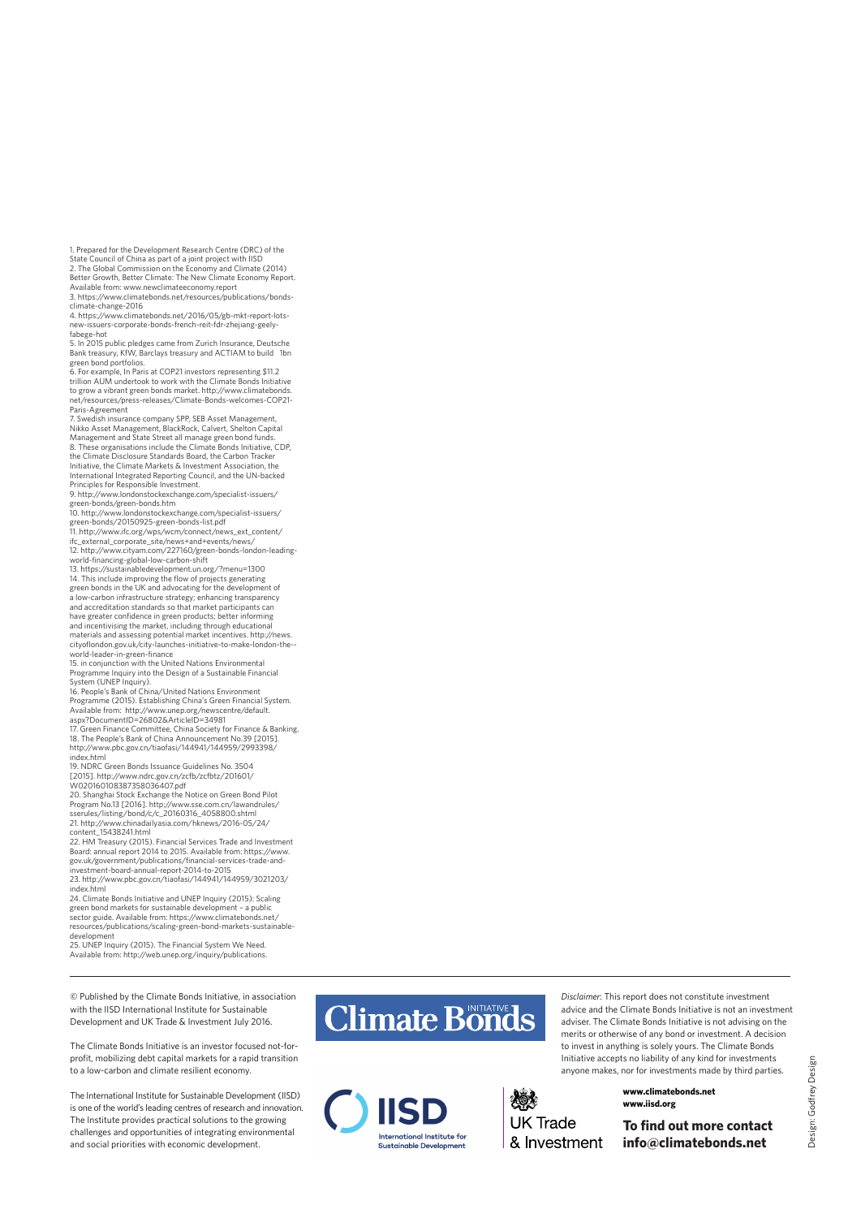1. Prepared for the Development Research Centre (DRC) of the State Council of China as part of a joint project with IISD
2. The Global Commission on the Economy and Climate (2014) Better Growth, Better Climate: The New Climate Economy Report. Available from: www.newclimateeconomy.report
3. https://www.climatebonds.net/resources/publications/bonds-climate-change-2016
4. https://www.climatebonds.net/2016/05/gb-mkt-report-lots-new-issuers-corporate-bonds-french-reit-fdr-zhejiang-geely-fabege-hot
5. In 2015 public pledges came from Zurich Insurance, Deutsche Bank treasury, KfW, Barclays treasury and ACTIAM to build 1bn green bond portfolios.
6. For example, In Paris at COP21 investors representing $11.2 trillion AUM undertook to work with the Climate Bonds Initiative to grow a vibrant green bonds market. http://www.climatebonds.net/resources/press-releases/Climate-Bonds-welcomes-COP21-Paris-Agreement
7. Swedish insurance company SPP, SEB Asset Management, Nikko Asset Management, BlackRock, Calvert, Shelton Capital Management and State Street all manage green bond funds.
8. These organisations include the Climate Bonds Initiative, CDP, the Climate Disclosure Standards Board, the Carbon Tracker Initiative, the Climate Markets & Investment Association, the International Integrated Reporting Council, and the UN-backed Principles for Responsible Investment.
9. http://www.londonstockexchange.com/specialist-issuers/green-bonds/green-bonds.htm
10. http://www.londonstockexchange.com/specialist-issuers/green-bonds/20150925-green-bonds-list.pdf
11. http://www.ifc.org/wps/wcm/connect/news_ext_content/ifc_external_corporate_site/news+and+events/news/
12. http://www.cityam.com/227160/green-bonds-london-leading-world-financing-global-low-carbon-shift
13. https://sustainabledevelopment.un.org/?menu=1300
14. This include improving the flow of projects generating green bonds in the UK and advocating for the development of a low-carbon infrastructure strategy; enhancing transparency and accreditation standards so that market participants can have greater confidence in green products; better informing and incentivising the market, including through educational materials and assessing potential market incentives. http://news.cityoflondon.gov.uk/city-launches-initiative-to-make-london-the--world-leader-in-green-finance
15. in conjunction with the United Nations Environmental Programme Inquiry into the Design of a Sustainable Financial System (UNEP Inquiry).
16. People's Bank of China/United Nations Environment Programme (2015). Establishing China's Green Financial System. Available from: http://www.unep.org/newscentre/default.aspx?DocumentID=26802&ArticleID=34981
17. Green Finance Committee, China Society for Finance & Banking.
18. The People's Bank of China Announcement No.39 [2015]. http://www.pbc.gov.cn/tiaofasi/144941/144959/2993398/index.html
19. NDRC Green Bonds Issuance Guidelines No. 3504 [2015]. http://www.ndrc.gov.cn/zcfb/zcfbtz/201601/W020160108387358036407.pdf
20. Shanghai Stock Exchange the Notice on Green Bond Pilot Program No.13 [2016]. http://www.sse.com.cn/lawandrules/sserules/listing/bond/c/c_20160316_4058800.shtml
21. http://www.chinadailyasia.com/hknews/2016-05/24/content_15438241.html
22. HM Treasury (2015). Financial Services Trade and Investment Board: annual report 2014 to 2015. Available from: https://www.gov.uk/government/publications/financial-services-trade-and-investment-board-annual-report-2014-to-2015
23. http://www.pbc.gov.cn/tiaofasi/144941/144959/3021203/index.html
24. Climate Bonds Initiative and UNEP Inquiry (2015): Scaling green bond markets for sustainable development – a public sector guide. Available from: https://www.climatebonds.net/resources/publications/scaling-green-bond-markets-sustainable-development
25. UNEP Inquiry (2015). The Financial System We Need. Available from: http://web.unep.org/inquiry/publications.

---

© Published by the Climate Bonds Initiative, in association with the IISD International Institute for Sustainable Development and UK Trade & Investment July 2016.

The Climate Bonds Initiative is an investor focused not-for-profit, mobilizing debt capital markets for a rapid transition to a low-carbon and climate resilient economy.

The International Institute for Sustainable Development (IISD) is one of the world's leading centres of research and innovation. The Institute provides practical solutions to the growing challenges and opportunities of integrating environmental and social priorities with economic development.

Climate Bonds INITIATIVE

IISD International Institute for Sustainable Development

UK Trade & Investment

*Disclaimer*: This report does not constitute investment advice and the Climate Bonds Initiative is not an investment adviser. The Climate Bonds Initiative is not advising on the merits or otherwise of any bond or investment. A decision to invest in anything is solely yours. The Climate Bonds Initiative accepts no liability of any kind for investments anyone makes, nor for investments made by third parties.

**www.climatebonds.net**
**www.iisd.org**

**To find out more contact info@climatebonds.net**

Design: Godfrey Design